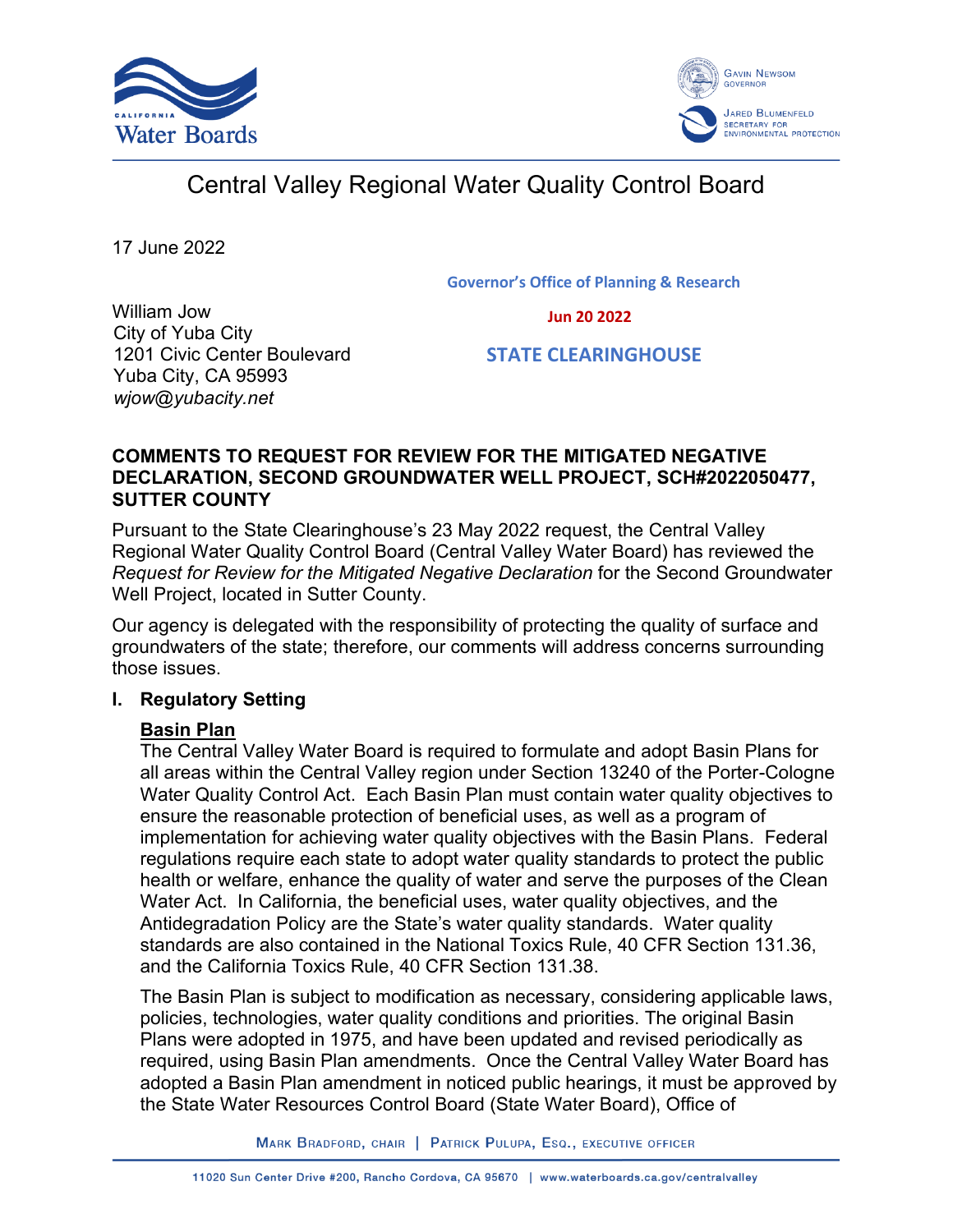# Central Valley Regional Water Quality Control Board

17 June 2022

Governor's Office of Planning & Research

Jun 20 2022

STATE CLEARINGHOUSE

William Jow
City of Yuba City
1201 Civic Center Boulevard
Yuba City, CA 95993
*wjow@yubacity.net*

**COMMENTS TO REQUEST FOR REVIEW FOR THE MITIGATED NEGATIVE DECLARATION, SECOND GROUNDWATER WELL PROJECT, SCH#2022050477, SUTTER COUNTY**

Pursuant to the State Clearinghouse's 23 May 2022 request, the Central Valley Regional Water Quality Control Board (Central Valley Water Board) has reviewed the *Request for Review for the Mitigated Negative Declaration* for the Second Groundwater Well Project, located in Sutter County.

Our agency is delegated with the responsibility of protecting the quality of surface and groundwaters of the state; therefore, our comments will address concerns surrounding those issues.

## I. Regulatory Setting

### Basin Plan

The Central Valley Water Board is required to formulate and adopt Basin Plans for all areas within the Central Valley region under Section 13240 of the Porter-Cologne Water Quality Control Act. Each Basin Plan must contain water quality objectives to ensure the reasonable protection of beneficial uses, as well as a program of implementation for achieving water quality objectives with the Basin Plans. Federal regulations require each state to adopt water quality standards to protect the public health or welfare, enhance the quality of water and serve the purposes of the Clean Water Act. In California, the beneficial uses, water quality objectives, and the Antidegradation Policy are the State's water quality standards. Water quality standards are also contained in the National Toxics Rule, 40 CFR Section 131.36, and the California Toxics Rule, 40 CFR Section 131.38.

The Basin Plan is subject to modification as necessary, considering applicable laws, policies, technologies, water quality conditions and priorities. The original Basin Plans were adopted in 1975, and have been updated and revised periodically as required, using Basin Plan amendments. Once the Central Valley Water Board has adopted a Basin Plan amendment in noticed public hearings, it must be approved by the State Water Resources Control Board (State Water Board), Office of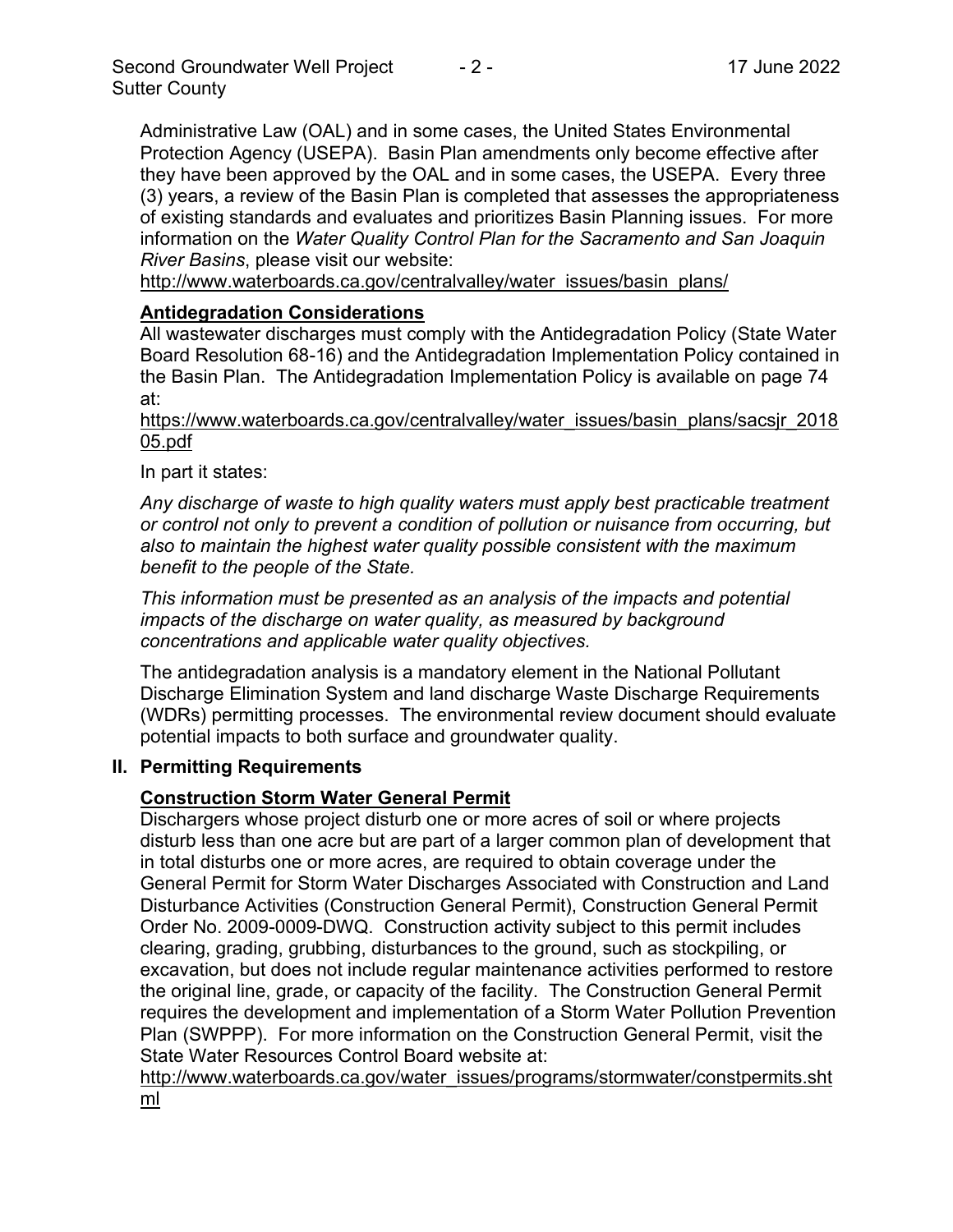Administrative Law (OAL) and in some cases, the United States Environmental Protection Agency (USEPA). Basin Plan amendments only become effective after they have been approved by the OAL and in some cases, the USEPA. Every three (3) years, a review of the Basin Plan is completed that assesses the appropriateness of existing standards and evaluates and prioritizes Basin Planning issues. For more information on the *Water Quality Control Plan for the Sacramento and San Joaquin River Basins*, please visit our website:
http://www.waterboards.ca.gov/centralvalley/water_issues/basin_plans/

**Antidegradation Considerations**

All wastewater discharges must comply with the Antidegradation Policy (State Water Board Resolution 68-16) and the Antidegradation Implementation Policy contained in the Basin Plan. The Antidegradation Implementation Policy is available on page 74 at:
https://www.waterboards.ca.gov/centralvalley/water_issues/basin_plans/sacsjr_201805.pdf

In part it states:

*Any discharge of waste to high quality waters must apply best practicable treatment or control not only to prevent a condition of pollution or nuisance from occurring, but also to maintain the highest water quality possible consistent with the maximum benefit to the people of the State.*

*This information must be presented as an analysis of the impacts and potential impacts of the discharge on water quality, as measured by background concentrations and applicable water quality objectives.*

The antidegradation analysis is a mandatory element in the National Pollutant Discharge Elimination System and land discharge Waste Discharge Requirements (WDRs) permitting processes. The environmental review document should evaluate potential impacts to both surface and groundwater quality.

## II. Permitting Requirements

**Construction Storm Water General Permit**

Dischargers whose project disturb one or more acres of soil or where projects disturb less than one acre but are part of a larger common plan of development that in total disturbs one or more acres, are required to obtain coverage under the General Permit for Storm Water Discharges Associated with Construction and Land Disturbance Activities (Construction General Permit), Construction General Permit Order No. 2009-0009-DWQ. Construction activity subject to this permit includes clearing, grading, grubbing, disturbances to the ground, such as stockpiling, or excavation, but does not include regular maintenance activities performed to restore the original line, grade, or capacity of the facility. The Construction General Permit requires the development and implementation of a Storm Water Pollution Prevention Plan (SWPPP). For more information on the Construction General Permit, visit the State Water Resources Control Board website at:
http://www.waterboards.ca.gov/water_issues/programs/stormwater/constpermits.shtml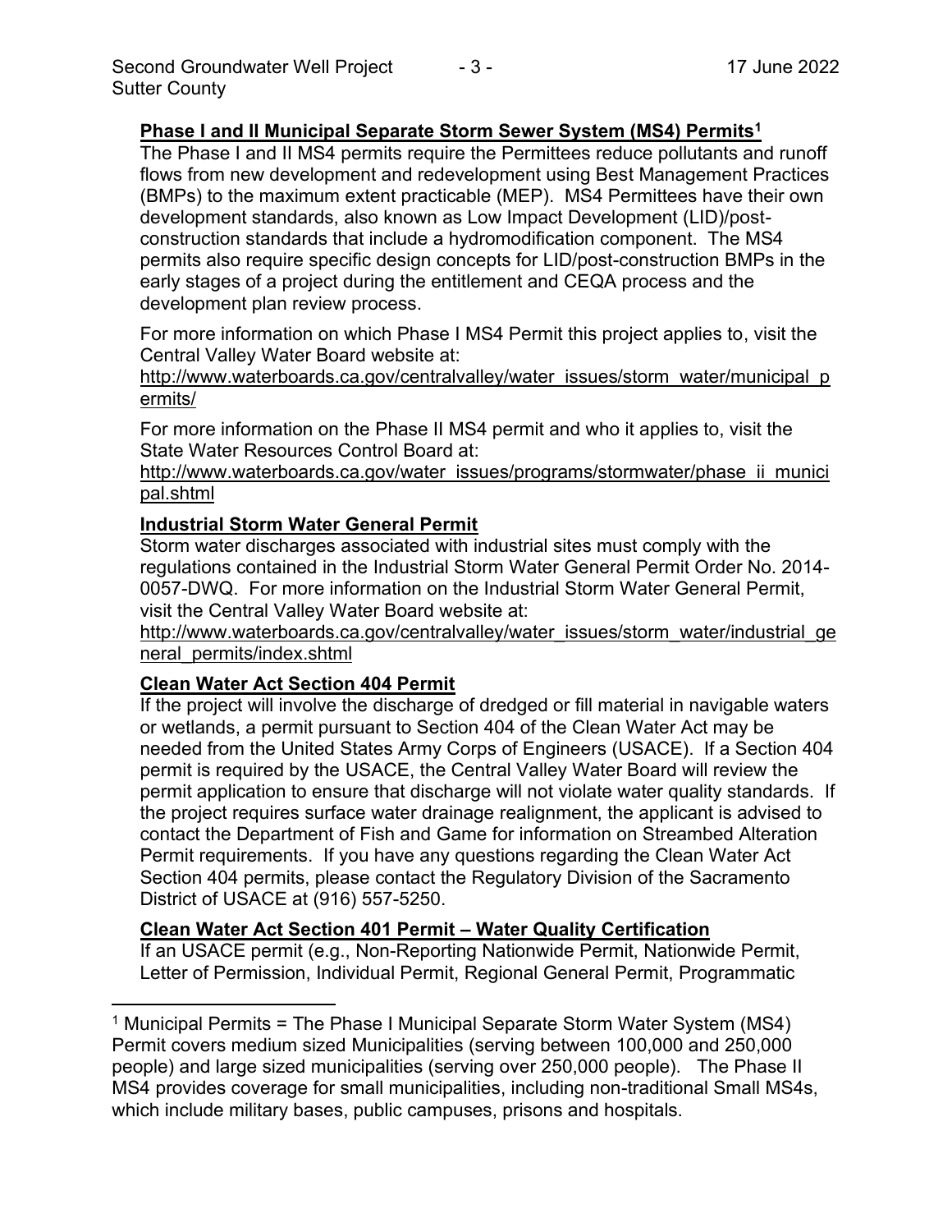**Phase I and II Municipal Separate Storm Sewer System (MS4) Permits[1]**

The Phase I and II MS4 permits require the Permittees reduce pollutants and runoff flows from new development and redevelopment using Best Management Practices (BMPs) to the maximum extent practicable (MEP). MS4 Permittees have their own development standards, also known as Low Impact Development (LID)/post-construction standards that include a hydromodification component. The MS4 permits also require specific design concepts for LID/post-construction BMPs in the early stages of a project during the entitlement and CEQA process and the development plan review process.

For more information on which Phase I MS4 Permit this project applies to, visit the Central Valley Water Board website at:

http://www.waterboards.ca.gov/centralvalley/water_issues/storm_water/municipal_permits/

For more information on the Phase II MS4 permit and who it applies to, visit the State Water Resources Control Board at:

http://www.waterboards.ca.gov/water_issues/programs/stormwater/phase_ii_municipal.shtml

**Industrial Storm Water General Permit**

Storm water discharges associated with industrial sites must comply with the regulations contained in the Industrial Storm Water General Permit Order No. 2014-0057-DWQ. For more information on the Industrial Storm Water General Permit, visit the Central Valley Water Board website at:

http://www.waterboards.ca.gov/centralvalley/water_issues/storm_water/industrial_general_permits/index.shtml

**Clean Water Act Section 404 Permit**

If the project will involve the discharge of dredged or fill material in navigable waters or wetlands, a permit pursuant to Section 404 of the Clean Water Act may be needed from the United States Army Corps of Engineers (USACE). If a Section 404 permit is required by the USACE, the Central Valley Water Board will review the permit application to ensure that discharge will not violate water quality standards. If the project requires surface water drainage realignment, the applicant is advised to contact the Department of Fish and Game for information on Streambed Alteration Permit requirements. If you have any questions regarding the Clean Water Act Section 404 permits, please contact the Regulatory Division of the Sacramento District of USACE at (916) 557-5250.

**Clean Water Act Section 401 Permit – Water Quality Certification**

If an USACE permit (e.g., Non-Reporting Nationwide Permit, Nationwide Permit, Letter of Permission, Individual Permit, Regional General Permit, Programmatic

---

[1] Municipal Permits = The Phase I Municipal Separate Storm Water System (MS4) Permit covers medium sized Municipalities (serving between 100,000 and 250,000 people) and large sized municipalities (serving over 250,000 people). The Phase II MS4 provides coverage for small municipalities, including non-traditional Small MS4s, which include military bases, public campuses, prisons and hospitals.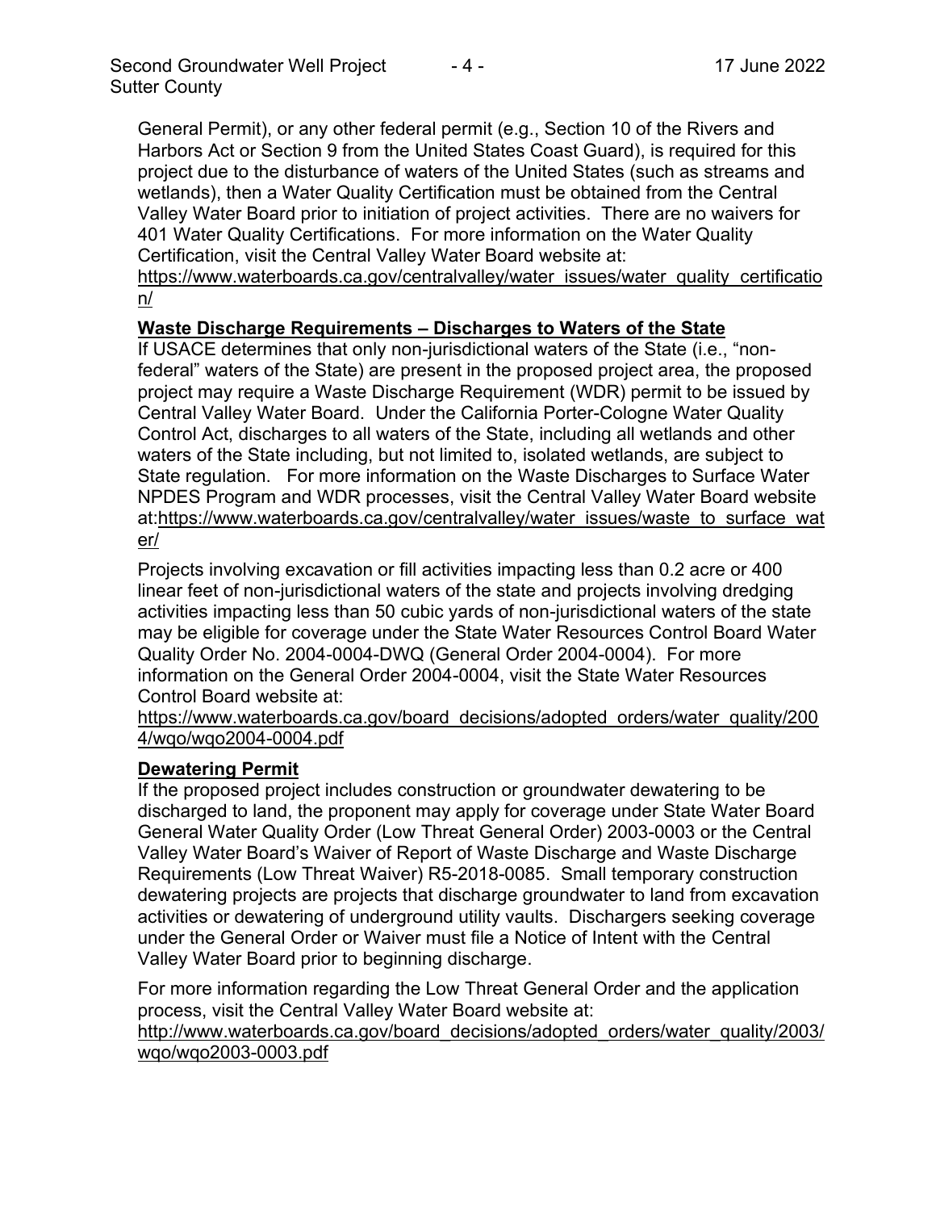General Permit), or any other federal permit (e.g., Section 10 of the Rivers and Harbors Act or Section 9 from the United States Coast Guard), is required for this project due to the disturbance of waters of the United States (such as streams and wetlands), then a Water Quality Certification must be obtained from the Central Valley Water Board prior to initiation of project activities. There are no waivers for 401 Water Quality Certifications. For more information on the Water Quality Certification, visit the Central Valley Water Board website at: https://www.waterboards.ca.gov/centralvalley/water_issues/water_quality_certification/

**Waste Discharge Requirements – Discharges to Waters of the State**

If USACE determines that only non-jurisdictional waters of the State (i.e., "non-federal" waters of the State) are present in the proposed project area, the proposed project may require a Waste Discharge Requirement (WDR) permit to be issued by Central Valley Water Board. Under the California Porter-Cologne Water Quality Control Act, discharges to all waters of the State, including all wetlands and other waters of the State including, but not limited to, isolated wetlands, are subject to State regulation. For more information on the Waste Discharges to Surface Water NPDES Program and WDR processes, visit the Central Valley Water Board website at:https://www.waterboards.ca.gov/centralvalley/water_issues/waste_to_surface_water/

Projects involving excavation or fill activities impacting less than 0.2 acre or 400 linear feet of non-jurisdictional waters of the state and projects involving dredging activities impacting less than 50 cubic yards of non-jurisdictional waters of the state may be eligible for coverage under the State Water Resources Control Board Water Quality Order No. 2004-0004-DWQ (General Order 2004-0004). For more information on the General Order 2004-0004, visit the State Water Resources Control Board website at: https://www.waterboards.ca.gov/board_decisions/adopted_orders/water_quality/2004/wqo/wqo2004-0004.pdf

**Dewatering Permit**

If the proposed project includes construction or groundwater dewatering to be discharged to land, the proponent may apply for coverage under State Water Board General Water Quality Order (Low Threat General Order) 2003-0003 or the Central Valley Water Board's Waiver of Report of Waste Discharge and Waste Discharge Requirements (Low Threat Waiver) R5-2018-0085. Small temporary construction dewatering projects are projects that discharge groundwater to land from excavation activities or dewatering of underground utility vaults. Dischargers seeking coverage under the General Order or Waiver must file a Notice of Intent with the Central Valley Water Board prior to beginning discharge.

For more information regarding the Low Threat General Order and the application process, visit the Central Valley Water Board website at: http://www.waterboards.ca.gov/board_decisions/adopted_orders/water_quality/2003/wqo/wqo2003-0003.pdf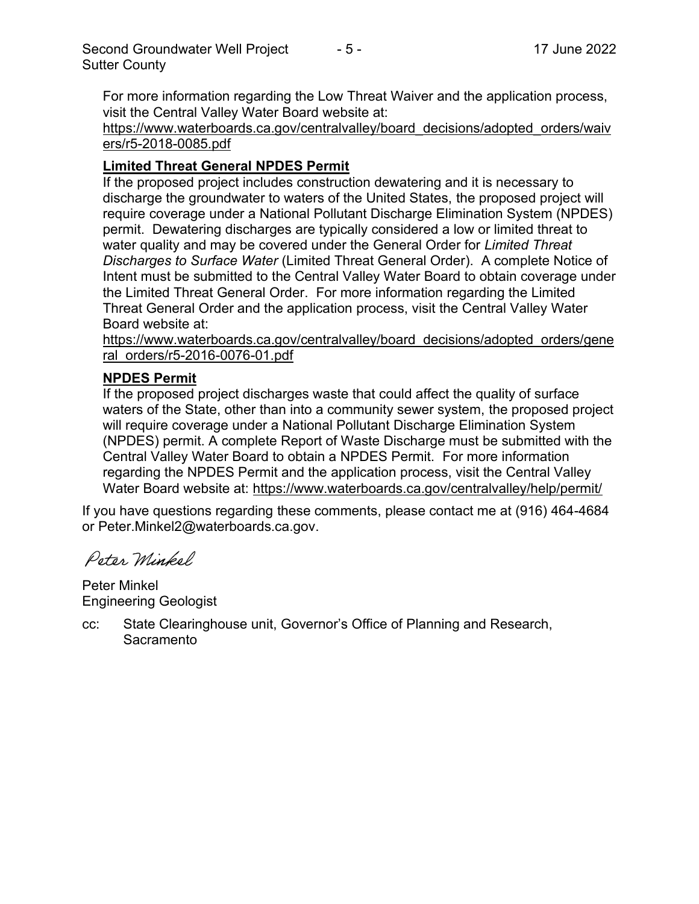For more information regarding the Low Threat Waiver and the application process, visit the Central Valley Water Board website at: https://www.waterboards.ca.gov/centralvalley/board_decisions/adopted_orders/waivers/r5-2018-0085.pdf

**Limited Threat General NPDES Permit**

If the proposed project includes construction dewatering and it is necessary to discharge the groundwater to waters of the United States, the proposed project will require coverage under a National Pollutant Discharge Elimination System (NPDES) permit. Dewatering discharges are typically considered a low or limited threat to water quality and may be covered under the General Order for *Limited Threat Discharges to Surface Water* (Limited Threat General Order). A complete Notice of Intent must be submitted to the Central Valley Water Board to obtain coverage under the Limited Threat General Order. For more information regarding the Limited Threat General Order and the application process, visit the Central Valley Water Board website at: https://www.waterboards.ca.gov/centralvalley/board_decisions/adopted_orders/general_orders/r5-2016-0076-01.pdf

**NPDES Permit**

If the proposed project discharges waste that could affect the quality of surface waters of the State, other than into a community sewer system, the proposed project will require coverage under a National Pollutant Discharge Elimination System (NPDES) permit. A complete Report of Waste Discharge must be submitted with the Central Valley Water Board to obtain a NPDES Permit. For more information regarding the NPDES Permit and the application process, visit the Central Valley Water Board website at: https://www.waterboards.ca.gov/centralvalley/help/permit/

If you have questions regarding these comments, please contact me at (916) 464-4684 or Peter.Minkel2@waterboards.ca.gov.

*Peter Minkel*

Peter Minkel
Engineering Geologist

cc: State Clearinghouse unit, Governor's Office of Planning and Research, Sacramento